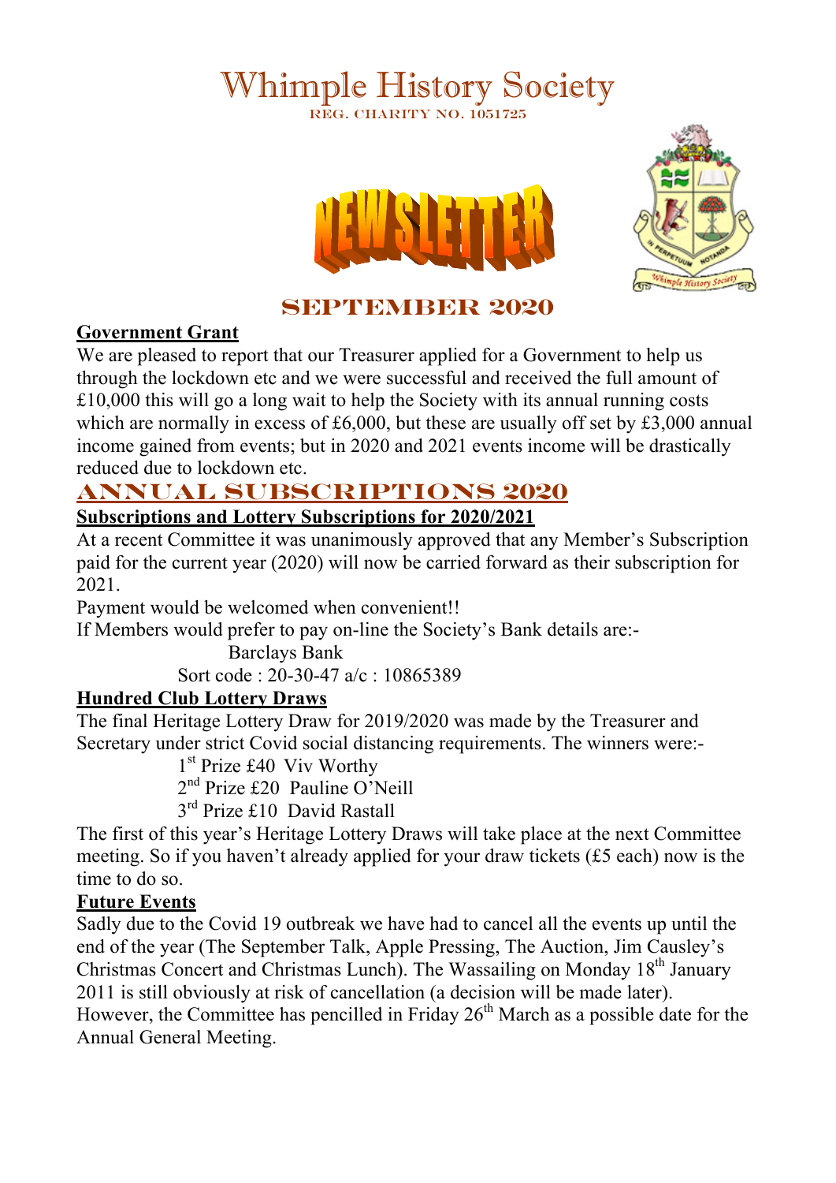# Whimple History Society

REG. CHARITY NO. 1051725

NEWSLETTER

## SEPTEMBER 2020

**Government Grant**

We are pleased to report that our Treasurer applied for a Government to help us through the lockdown etc and we were successful and received the full amount of £10,000 this will go a long wait to help the Society with its annual running costs which are normally in excess of £6,000, but these are usually off set by £3,000 annual income gained from events; but in 2020 and 2021 events income will be drastically reduced due to lockdown etc.

## ANNUAL SUBSCRIPTIONS 2020

**Subscriptions and Lottery Subscriptions for 2020/2021**

At a recent Committee it was unanimously approved that any Member's Subscription paid for the current year (2020) will now be carried forward as their subscription for 2021.

Payment would be welcomed when convenient!!

If Members would prefer to pay on-line the Society's Bank details are:-

Barclays Bank

Sort code : 20-30-47 a/c : 10865389

**Hundred Club Lottery Draws**

The final Heritage Lottery Draw for 2019/2020 was made by the Treasurer and Secretary under strict Covid social distancing requirements. The winners were:-

1st Prize £40 Viv Worthy

2nd Prize £20 Pauline O'Neill

3rd Prize £10 David Rastall

The first of this year's Heritage Lottery Draws will take place at the next Committee meeting. So if you haven't already applied for your draw tickets (£5 each) now is the time to do so.

**Future Events**

Sadly due to the Covid 19 outbreak we have had to cancel all the events up until the end of the year (The September Talk, Apple Pressing, The Auction, Jim Causley's Christmas Concert and Christmas Lunch). The Wassailing on Monday 18th January 2011 is still obviously at risk of cancellation (a decision will be made later). However, the Committee has pencilled in Friday 26th March as a possible date for the Annual General Meeting.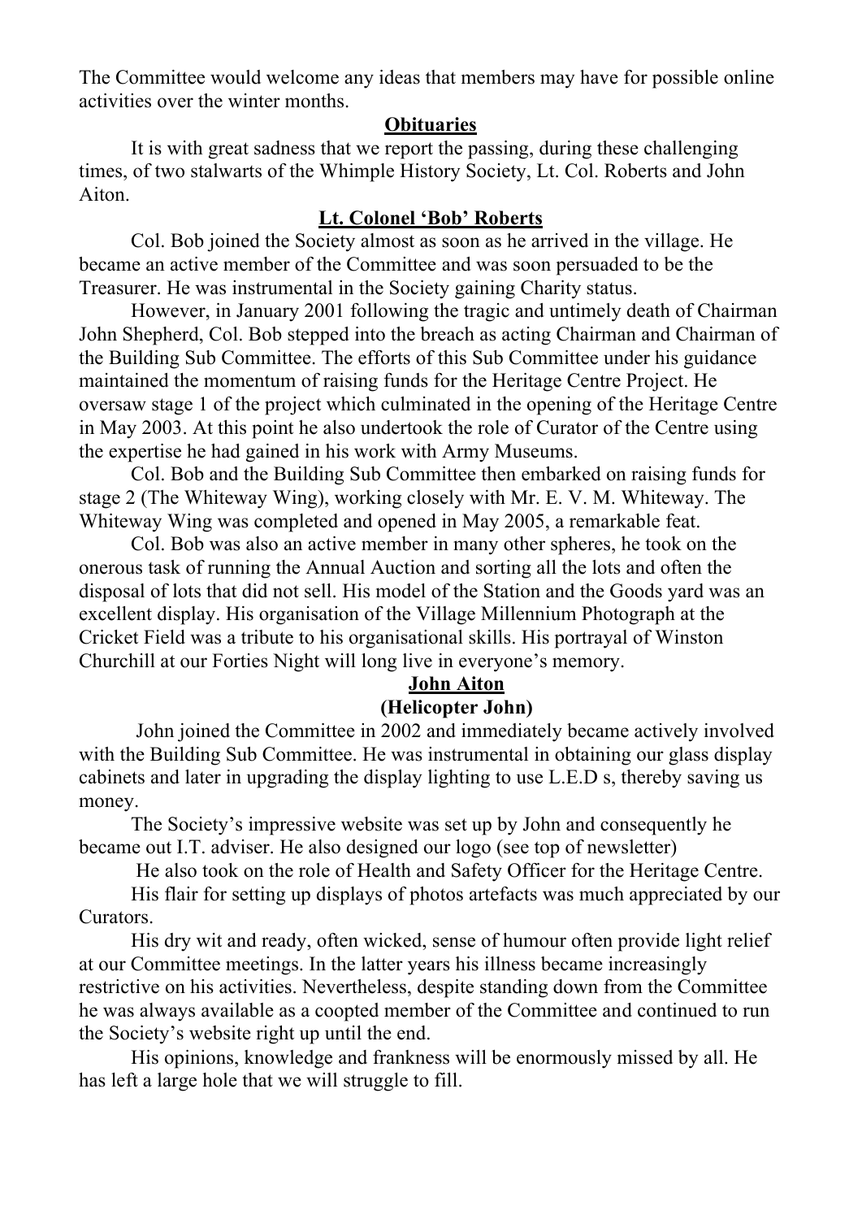The Committee would welcome any ideas that members may have for possible online activities over the winter months.

## Obituaries

It is with great sadness that we report the passing, during these challenging times, of two stalwarts of the Whimple History Society, Lt. Col. Roberts and John Aiton.

### Lt. Colonel 'Bob' Roberts

Col. Bob joined the Society almost as soon as he arrived in the village. He became an active member of the Committee and was soon persuaded to be the Treasurer. He was instrumental in the Society gaining Charity status.

However, in January 2001 following the tragic and untimely death of Chairman John Shepherd, Col. Bob stepped into the breach as acting Chairman and Chairman of the Building Sub Committee. The efforts of this Sub Committee under his guidance maintained the momentum of raising funds for the Heritage Centre Project. He oversaw stage 1 of the project which culminated in the opening of the Heritage Centre in May 2003. At this point he also undertook the role of Curator of the Centre using the expertise he had gained in his work with Army Museums.

Col. Bob and the Building Sub Committee then embarked on raising funds for stage 2 (The Whiteway Wing), working closely with Mr. E. V. M. Whiteway. The Whiteway Wing was completed and opened in May 2005, a remarkable feat.

Col. Bob was also an active member in many other spheres, he took on the onerous task of running the Annual Auction and sorting all the lots and often the disposal of lots that did not sell. His model of the Station and the Goods yard was an excellent display. His organisation of the Village Millennium Photograph at the Cricket Field was a tribute to his organisational skills. His portrayal of Winston Churchill at our Forties Night will long live in everyone's memory.

### John Aiton
### (Helicopter John)

John joined the Committee in 2002 and immediately became actively involved with the Building Sub Committee. He was instrumental in obtaining our glass display cabinets and later in upgrading the display lighting to use L.E.D s, thereby saving us money.

The Society's impressive website was set up by John and consequently he became out I.T. adviser. He also designed our logo (see top of newsletter)

He also took on the role of Health and Safety Officer for the Heritage Centre.

His flair for setting up displays of photos artefacts was much appreciated by our Curators.

His dry wit and ready, often wicked, sense of humour often provide light relief at our Committee meetings. In the latter years his illness became increasingly restrictive on his activities. Nevertheless, despite standing down from the Committee he was always available as a coopted member of the Committee and continued to run the Society's website right up until the end.

His opinions, knowledge and frankness will be enormously missed by all. He has left a large hole that we will struggle to fill.